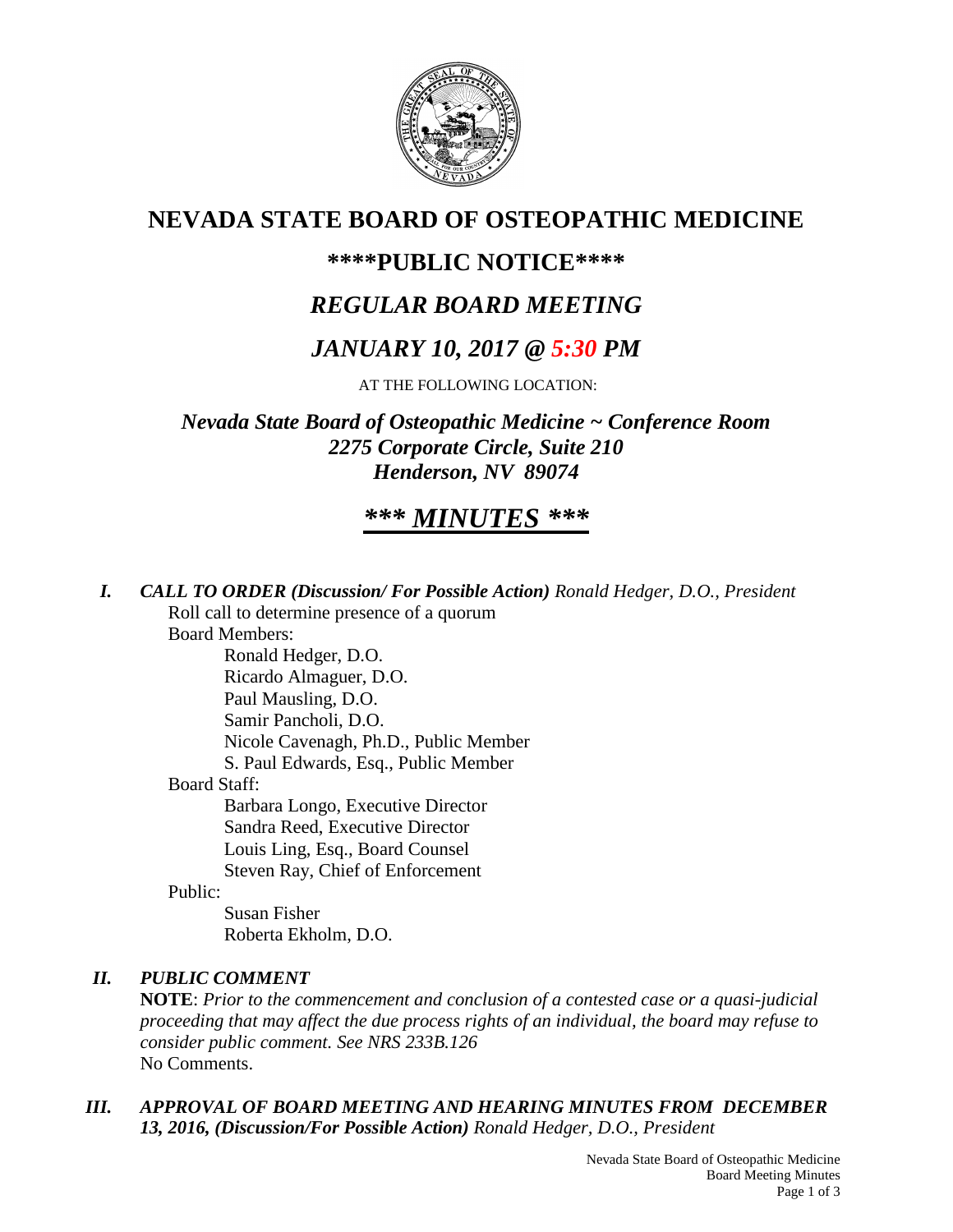# NEVADA STATE BOARD OF OSTEOPATHIC MEDICINE

## \*\*\*\*PUBLIC NOTICE\*\*\*\*

## *REGULAR BOARD MEETING*

## *JANUARY 10, 2017 @ 5:30 PM*

AT THE FOLLOWING LOCATION:

***Nevada State Board of Osteopathic Medicine ~ Conference Room***
***2275 Corporate Circle, Suite 210***
***Henderson, NV 89074***

# *\*\*\* MINUTES \*\*\**

**I. *CALL TO ORDER (Discussion/ For Possible Action)*** *Ronald Hedger, D.O., President*

Roll call to determine presence of a quorum

Board Members:

- Ronald Hedger, D.O.
- Ricardo Almaguer, D.O.
- Paul Mausling, D.O.
- Samir Pancholi, D.O.
- Nicole Cavenagh, Ph.D., Public Member
- S. Paul Edwards, Esq., Public Member

Board Staff:

- Barbara Longo, Executive Director
- Sandra Reed, Executive Director
- Louis Ling, Esq., Board Counsel
- Steven Ray, Chief of Enforcement

Public:

- Susan Fisher
- Roberta Ekholm, D.O.

**II. *PUBLIC COMMENT***

**NOTE**: *Prior to the commencement and conclusion of a contested case or a quasi-judicial proceeding that may affect the due process rights of an individual, the board may refuse to consider public comment. See NRS 233B.126*

No Comments.

**III. *APPROVAL OF BOARD MEETING AND HEARING MINUTES FROM DECEMBER 13, 2016, (Discussion/For Possible Action)*** *Ronald Hedger, D.O., President*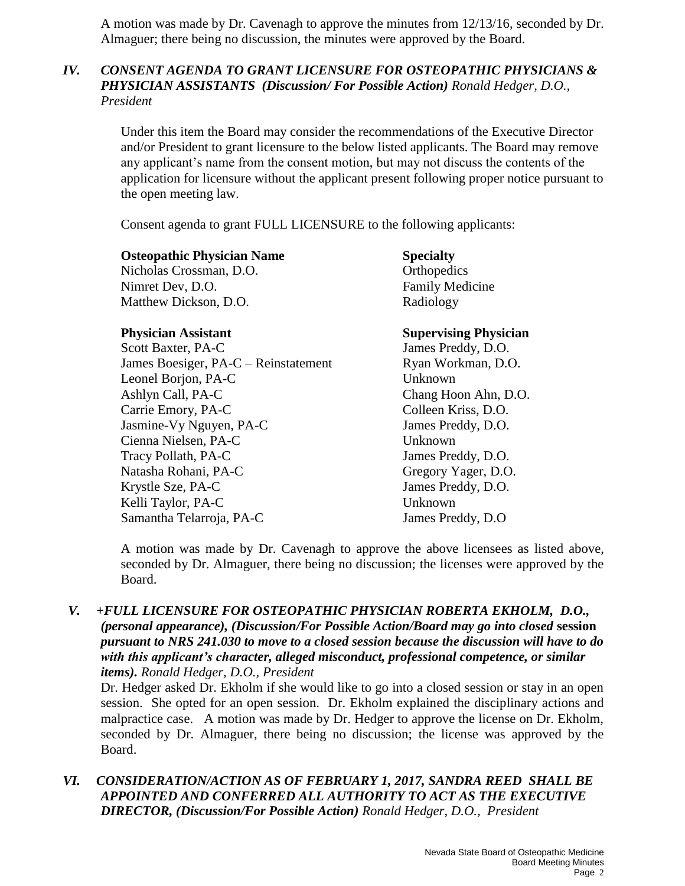A motion was made by Dr. Cavenagh to approve the minutes from 12/13/16, seconded by Dr. Almaguer; there being no discussion, the minutes were approved by the Board.

## IV. *CONSENT AGENDA TO GRANT LICENSURE FOR OSTEOPATHIC PHYSICIANS & PHYSICIAN ASSISTANTS (Discussion/ For Possible Action) Ronald Hedger, D.O., President*

Under this item the Board may consider the recommendations of the Executive Director and/or President to grant licensure to the below listed applicants. The Board may remove any applicant's name from the consent motion, but may not discuss the contents of the application for licensure without the applicant present following proper notice pursuant to the open meeting law.

Consent agenda to grant FULL LICENSURE to the following applicants:

| **Osteopathic Physician Name** | **Specialty** |
|---|---|
| Nicholas Crossman, D.O. | Orthopedics |
| Nimret Dev, D.O. | Family Medicine |
| Matthew Dickson, D.O. | Radiology |

| **Physician Assistant** | **Supervising Physician** |
|---|---|
| Scott Baxter, PA-C | James Preddy, D.O. |
| James Boesiger, PA-C – Reinstatement | Ryan Workman, D.O. |
| Leonel Borjon, PA-C | Unknown |
| Ashlyn Call, PA-C | Chang Hoon Ahn, D.O. |
| Carrie Emory, PA-C | Colleen Kriss, D.O. |
| Jasmine-Vy Nguyen, PA-C | James Preddy, D.O. |
| Cienna Nielsen, PA-C | Unknown |
| Tracy Pollath, PA-C | James Preddy, D.O. |
| Natasha Rohani, PA-C | Gregory Yager, D.O. |
| Krystle Sze, PA-C | James Preddy, D.O. |
| Kelli Taylor, PA-C | Unknown |
| Samantha Telarroja, PA-C | James Preddy, D.O |

A motion was made by Dr. Cavenagh to approve the above licensees as listed above, seconded by Dr. Almaguer, there being no discussion; the licenses were approved by the Board.

## V. *+FULL LICENSURE FOR OSTEOPATHIC PHYSICIAN ROBERTA EKHOLM, D.O., (personal appearance), (Discussion/For Possible Action/Board may go into closed* **session** *pursuant to NRS 241.030 to move to a closed session because the discussion will have to do with this applicant's character, alleged misconduct, professional competence, or similar items). Ronald Hedger, D.O., President*

Dr. Hedger asked Dr. Ekholm if she would like to go into a closed session or stay in an open session. She opted for an open session. Dr. Ekholm explained the disciplinary actions and malpractice case. A motion was made by Dr. Hedger to approve the license on Dr. Ekholm, seconded by Dr. Almaguer, there being no discussion; the license was approved by the Board.

## VI. *CONSIDERATION/ACTION AS OF FEBRUARY 1, 2017, SANDRA REED SHALL BE APPOINTED AND CONFERRED ALL AUTHORITY TO ACT AS THE EXECUTIVE DIRECTOR, (Discussion/For Possible Action) Ronald Hedger, D.O., President*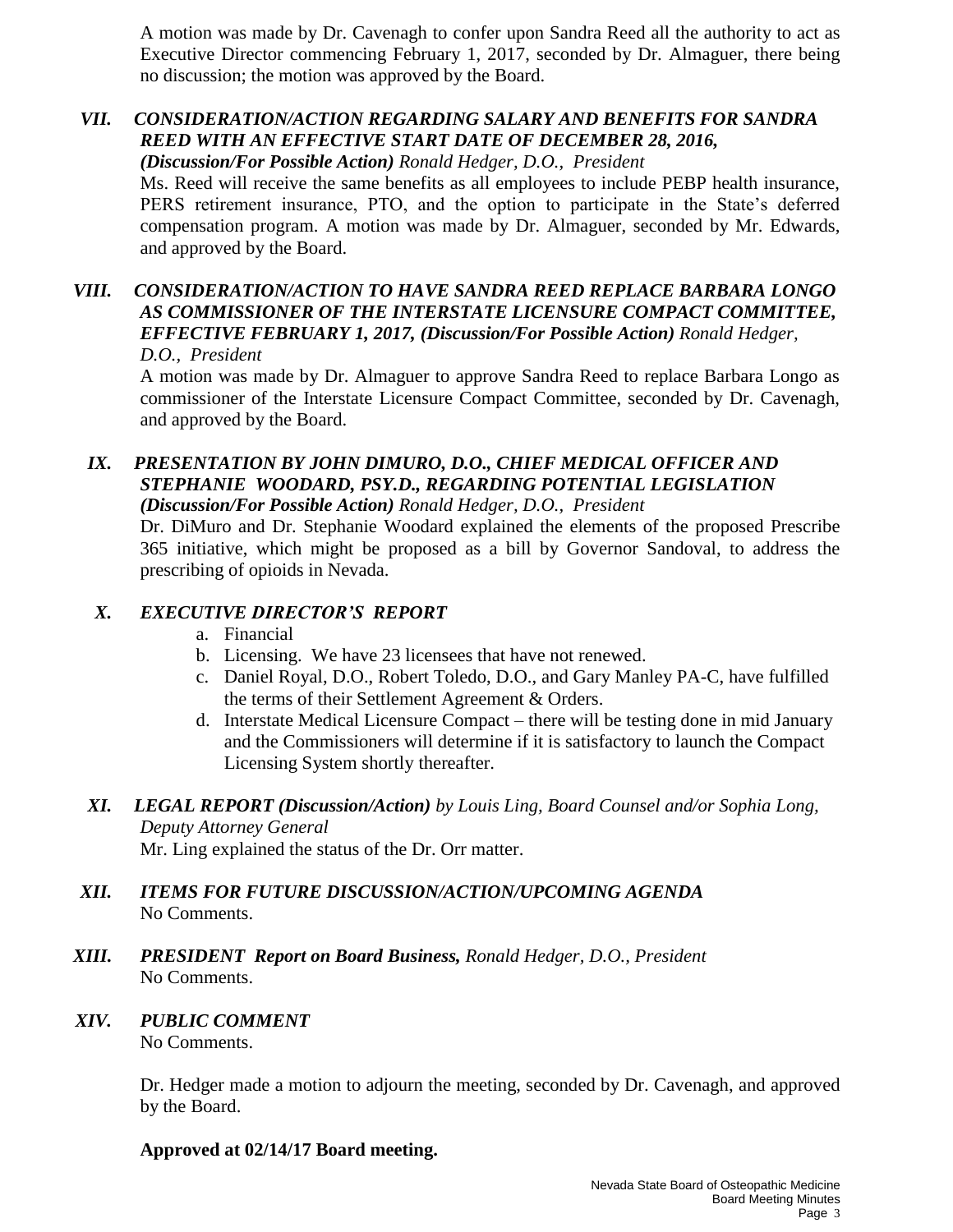A motion was made by Dr. Cavenagh to confer upon Sandra Reed all the authority to act as Executive Director commencing February 1, 2017, seconded by Dr. Almaguer, there being no discussion; the motion was approved by the Board.

### *VII. CONSIDERATION/ACTION REGARDING SALARY AND BENEFITS FOR SANDRA REED WITH AN EFFECTIVE START DATE OF DECEMBER 28, 2016, (Discussion/For Possible Action)* *Ronald Hedger, D.O., President*

Ms. Reed will receive the same benefits as all employees to include PEBP health insurance, PERS retirement insurance, PTO, and the option to participate in the State's deferred compensation program. A motion was made by Dr. Almaguer, seconded by Mr. Edwards, and approved by the Board.

### *VIII. CONSIDERATION/ACTION TO HAVE SANDRA REED REPLACE BARBARA LONGO AS COMMISSIONER OF THE INTERSTATE LICENSURE COMPACT COMMITTEE, EFFECTIVE FEBRUARY 1, 2017, (Discussion/For Possible Action)* *Ronald Hedger, D.O., President*

A motion was made by Dr. Almaguer to approve Sandra Reed to replace Barbara Longo as commissioner of the Interstate Licensure Compact Committee, seconded by Dr. Cavenagh, and approved by the Board.

### *IX. PRESENTATION BY JOHN DIMURO, D.O., CHIEF MEDICAL OFFICER AND STEPHANIE WOODARD, PSY.D., REGARDING POTENTIAL LEGISLATION (Discussion/For Possible Action)* *Ronald Hedger, D.O., President*

Dr. DiMuro and Dr. Stephanie Woodard explained the elements of the proposed Prescribe 365 initiative, which might be proposed as a bill by Governor Sandoval, to address the prescribing of opioids in Nevada.

### *X. EXECUTIVE DIRECTOR'S REPORT*

a. Financial
b. Licensing. We have 23 licensees that have not renewed.
c. Daniel Royal, D.O., Robert Toledo, D.O., and Gary Manley PA-C, have fulfilled the terms of their Settlement Agreement & Orders.
d. Interstate Medical Licensure Compact – there will be testing done in mid January and the Commissioners will determine if it is satisfactory to launch the Compact Licensing System shortly thereafter.

### *XI. LEGAL REPORT (Discussion/Action)* *by Louis Ling, Board Counsel and/or Sophia Long, Deputy Attorney General*

Mr. Ling explained the status of the Dr. Orr matter.

### *XII. ITEMS FOR FUTURE DISCUSSION/ACTION/UPCOMING AGENDA*

No Comments.

### *XIII. PRESIDENT Report on Board Business,* *Ronald Hedger, D.O., President*

No Comments.

### *XIV. PUBLIC COMMENT*

No Comments.

Dr. Hedger made a motion to adjourn the meeting, seconded by Dr. Cavenagh, and approved by the Board.

**Approved at 02/14/17 Board meeting.**